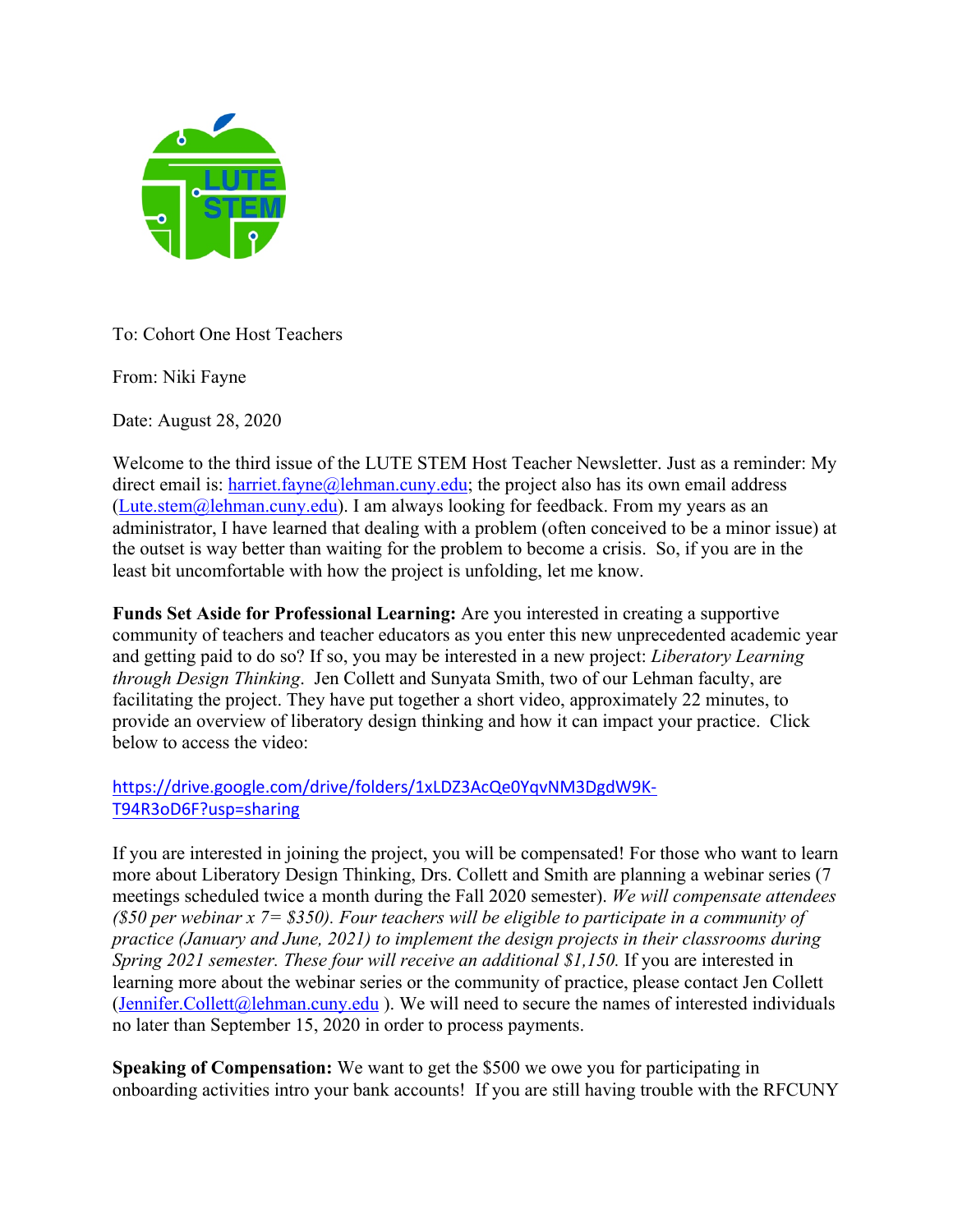To: Cohort One Host Teachers

From: Niki Fayne

Date: August 28, 2020

Welcome to the third issue of the LUTE STEM Host Teacher Newsletter. Just as a reminder: My direct email is: harriet.fayne@lehman.cuny.edu; the project also has its own email address (Lute.stem@lehman.cuny.edu). I am always looking for feedback. From my years as an administrator, I have learned that dealing with a problem (often conceived to be a minor issue) at the outset is way better than waiting for the problem to become a crisis. So, if you are in the least bit uncomfortable with how the project is unfolding, let me know.

**Funds Set Aside for Professional Learning:** Are you interested in creating a supportive community of teachers and teacher educators as you enter this new unprecedented academic year and getting paid to do so? If so, you may be interested in a new project: *Liberatory Learning through Design Thinking*. Jen Collett and Sunyata Smith, two of our Lehman faculty, are facilitating the project. They have put together a short video, approximately 22 minutes, to provide an overview of liberatory design thinking and how it can impact your practice. Click below to access the video:

https://drive.google.com/drive/folders/1xLDZ3AcQe0YqvNM3DgdW9K-T94R3oD6F?usp=sharing

If you are interested in joining the project, you will be compensated! For those who want to learn more about Liberatory Design Thinking, Drs. Collett and Smith are planning a webinar series (7 meetings scheduled twice a month during the Fall 2020 semester). *We will compensate attendees ($50 per webinar x 7= $350). Four teachers will be eligible to participate in a community of practice (January and June, 2021) to implement the design projects in their classrooms during Spring 2021 semester. These four will receive an additional $1,150.* If you are interested in learning more about the webinar series or the community of practice, please contact Jen Collett (Jennifer.Collett@lehman.cuny.edu ). We will need to secure the names of interested individuals no later than September 15, 2020 in order to process payments.

**Speaking of Compensation:** We want to get the $500 we owe you for participating in onboarding activities intro your bank accounts! If you are still having trouble with the RFCUNY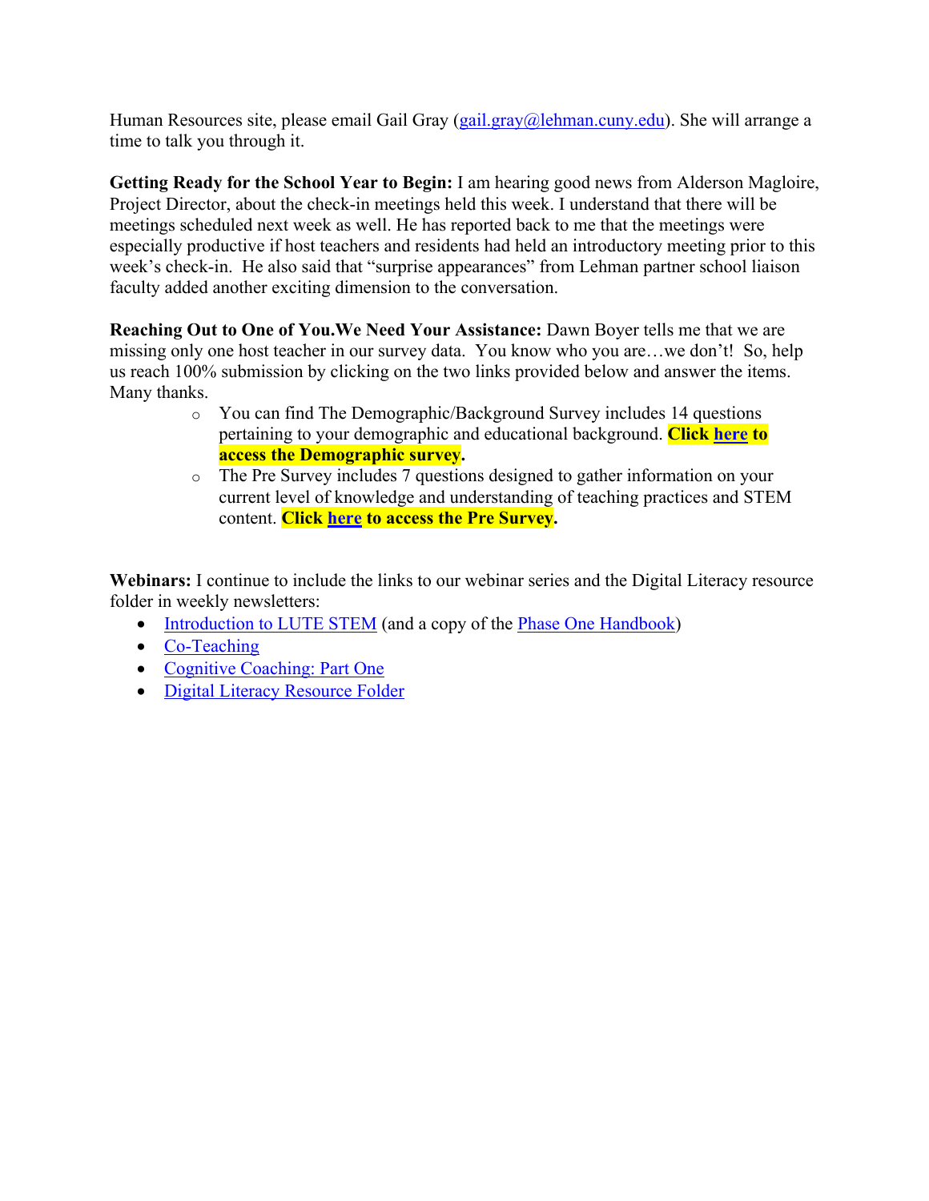Human Resources site, please email Gail Gray (gail.gray@lehman.cuny.edu). She will arrange a time to talk you through it.

**Getting Ready for the School Year to Begin:** I am hearing good news from Alderson Magloire, Project Director, about the check-in meetings held this week. I understand that there will be meetings scheduled next week as well. He has reported back to me that the meetings were especially productive if host teachers and residents had held an introductory meeting prior to this week's check-in. He also said that "surprise appearances" from Lehman partner school liaison faculty added another exciting dimension to the conversation.

**Reaching Out to One of You.We Need Your Assistance:** Dawn Boyer tells me that we are missing only one host teacher in our survey data. You know who you are…we don't! So, help us reach 100% submission by clicking on the two links provided below and answer the items. Many thanks.

- You can find The Demographic/Background Survey includes 14 questions pertaining to your demographic and educational background. **Click here to access the Demographic survey.**
- The Pre Survey includes 7 questions designed to gather information on your current level of knowledge and understanding of teaching practices and STEM content. **Click here to access the Pre Survey.**

**Webinars:** I continue to include the links to our webinar series and the Digital Literacy resource folder in weekly newsletters:

- Introduction to LUTE STEM (and a copy of the Phase One Handbook)
- Co-Teaching
- Cognitive Coaching: Part One
- Digital Literacy Resource Folder